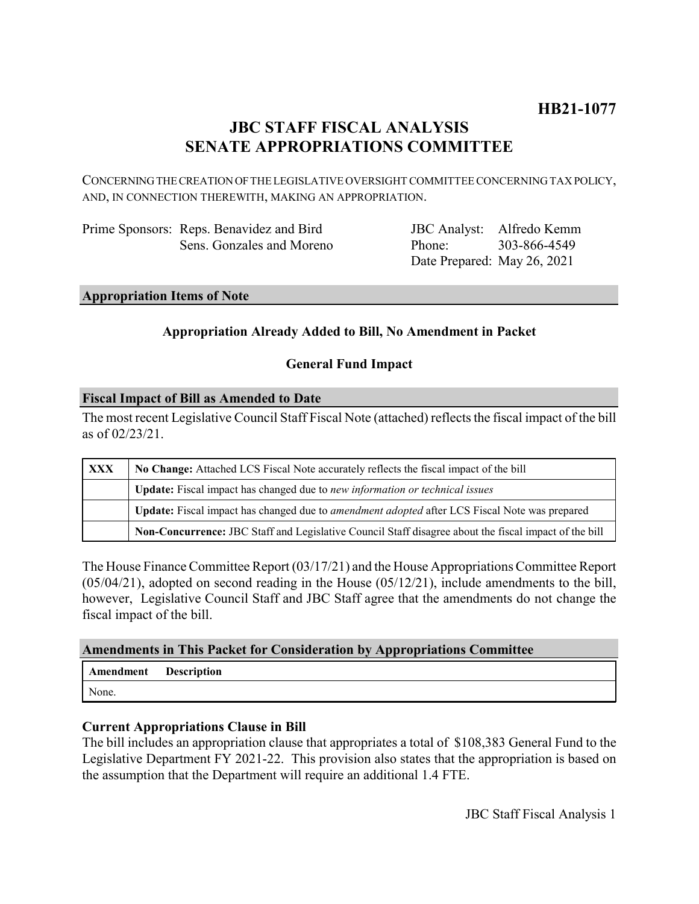**HB21-1077**

# JBC STAFF FISCAL ANALYSIS
# SENATE APPROPRIATIONS COMMITTEE

CONCERNING THE CREATION OF THE LEGISLATIVE OVERSIGHT COMMITTEE CONCERNING TAX POLICY, AND, IN CONNECTION THEREWITH, MAKING AN APPROPRIATION.

Prime Sponsors: Reps. Benavidez and Bird
Sens. Gonzales and Moreno

JBC Analyst: Alfredo Kemm
Phone: 303-866-4549
Date Prepared: May 26, 2021

## Appropriation Items of Note

**Appropriation Already Added to Bill, No Amendment in Packet**

**General Fund Impact**

## Fiscal Impact of Bill as Amended to Date

The most recent Legislative Council Staff Fiscal Note (attached) reflects the fiscal impact of the bill as of 02/23/21.

| | |
|---|---|
| **XXX** | **No Change:** Attached LCS Fiscal Note accurately reflects the fiscal impact of the bill |
| | **Update:** Fiscal impact has changed due to *new information or technical issues* |
| | **Update:** Fiscal impact has changed due to *amendment adopted* after LCS Fiscal Note was prepared |
| | **Non-Concurrence:** JBC Staff and Legislative Council Staff disagree about the fiscal impact of the bill |

The House Finance Committee Report (03/17/21) and the House Appropriations Committee Report (05/04/21), adopted on second reading in the House (05/12/21), include amendments to the bill, however, Legislative Council Staff and JBC Staff agree that the amendments do not change the fiscal impact of the bill.

## Amendments in This Packet for Consideration by Appropriations Committee

| Amendment | Description |
|---|---|
| None. | |

### Current Appropriations Clause in Bill

The bill includes an appropriation clause that appropriates a total of $108,383 General Fund to the Legislative Department FY 2021-22. This provision also states that the appropriation is based on the assumption that the Department will require an additional 1.4 FTE.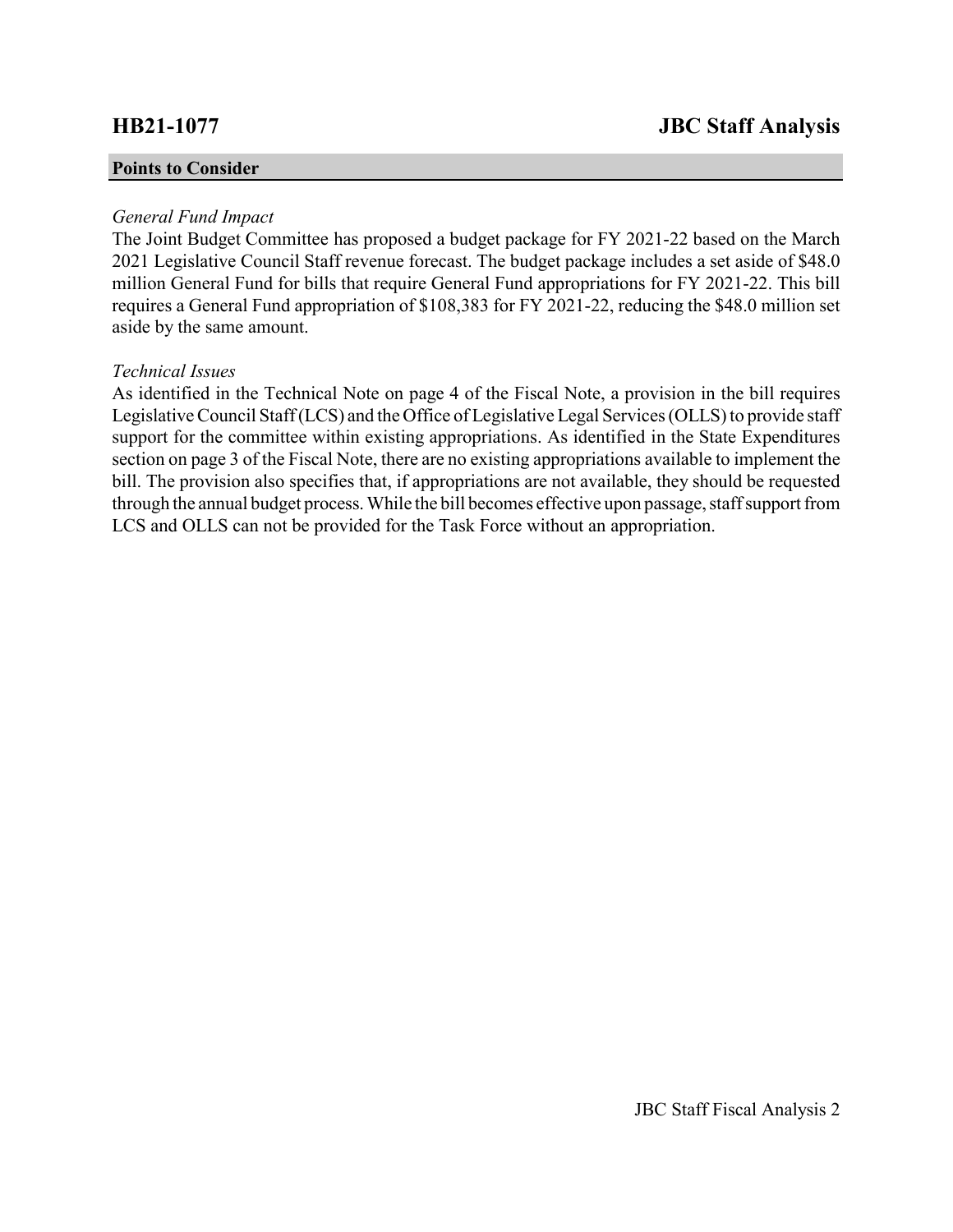## Points to Consider

*General Fund Impact*

The Joint Budget Committee has proposed a budget package for FY 2021-22 based on the March 2021 Legislative Council Staff revenue forecast. The budget package includes a set aside of $48.0 million General Fund for bills that require General Fund appropriations for FY 2021-22. This bill requires a General Fund appropriation of $108,383 for FY 2021-22, reducing the $48.0 million set aside by the same amount.

*Technical Issues*

As identified in the Technical Note on page 4 of the Fiscal Note, a provision in the bill requires Legislative Council Staff (LCS) and the Office of Legislative Legal Services (OLLS) to provide staff support for the committee within existing appropriations. As identified in the State Expenditures section on page 3 of the Fiscal Note, there are no existing appropriations available to implement the bill. The provision also specifies that, if appropriations are not available, they should be requested through the annual budget process. While the bill becomes effective upon passage, staff support from LCS and OLLS can not be provided for the Task Force without an appropriation.